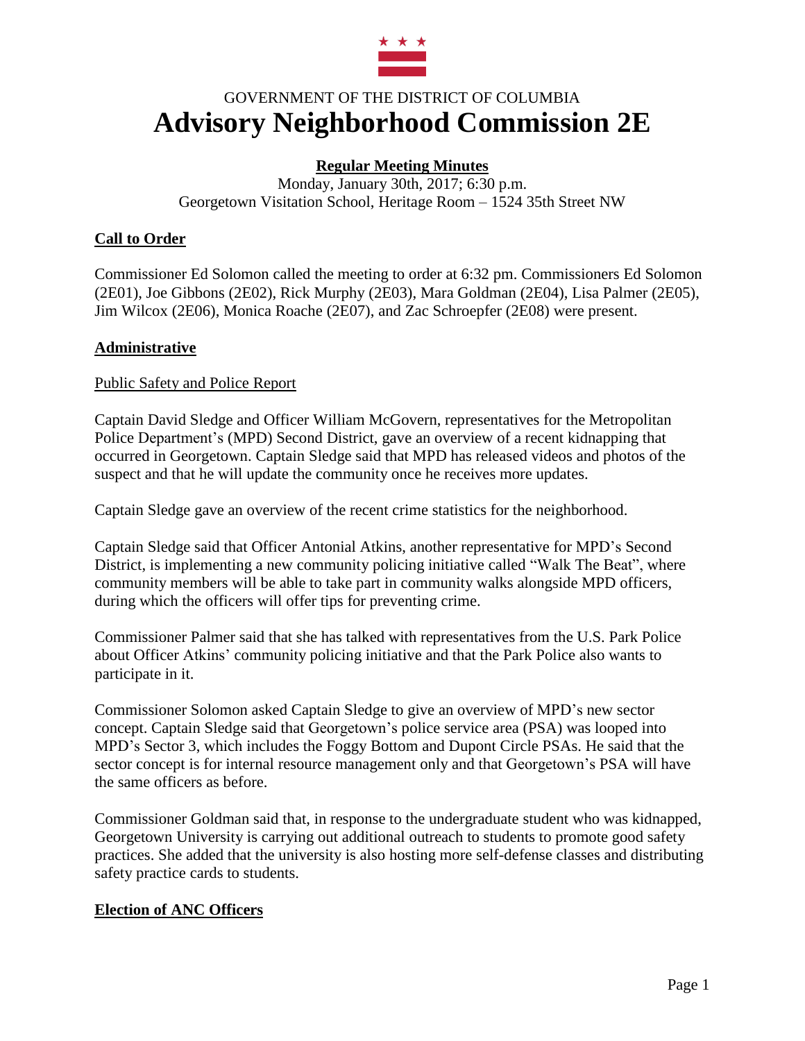GOVERNMENT OF THE DISTRICT OF COLUMBIA

# Advisory Neighborhood Commission 2E

**Regular Meeting Minutes**

Monday, January 30th, 2017; 6:30 p.m.
Georgetown Visitation School, Heritage Room – 1524 35th Street NW

## Call to Order

Commissioner Ed Solomon called the meeting to order at 6:32 pm. Commissioners Ed Solomon (2E01), Joe Gibbons (2E02), Rick Murphy (2E03), Mara Goldman (2E04), Lisa Palmer (2E05), Jim Wilcox (2E06), Monica Roache (2E07), and Zac Schroepfer (2E08) were present.

## Administrative

### Public Safety and Police Report

Captain David Sledge and Officer William McGovern, representatives for the Metropolitan Police Department's (MPD) Second District, gave an overview of a recent kidnapping that occurred in Georgetown. Captain Sledge said that MPD has released videos and photos of the suspect and that he will update the community once he receives more updates.

Captain Sledge gave an overview of the recent crime statistics for the neighborhood.

Captain Sledge said that Officer Antonial Atkins, another representative for MPD's Second District, is implementing a new community policing initiative called "Walk The Beat", where community members will be able to take part in community walks alongside MPD officers, during which the officers will offer tips for preventing crime.

Commissioner Palmer said that she has talked with representatives from the U.S. Park Police about Officer Atkins' community policing initiative and that the Park Police also wants to participate in it.

Commissioner Solomon asked Captain Sledge to give an overview of MPD's new sector concept. Captain Sledge said that Georgetown's police service area (PSA) was looped into MPD's Sector 3, which includes the Foggy Bottom and Dupont Circle PSAs. He said that the sector concept is for internal resource management only and that Georgetown's PSA will have the same officers as before.

Commissioner Goldman said that, in response to the undergraduate student who was kidnapped, Georgetown University is carrying out additional outreach to students to promote good safety practices. She added that the university is also hosting more self-defense classes and distributing safety practice cards to students.

## Election of ANC Officers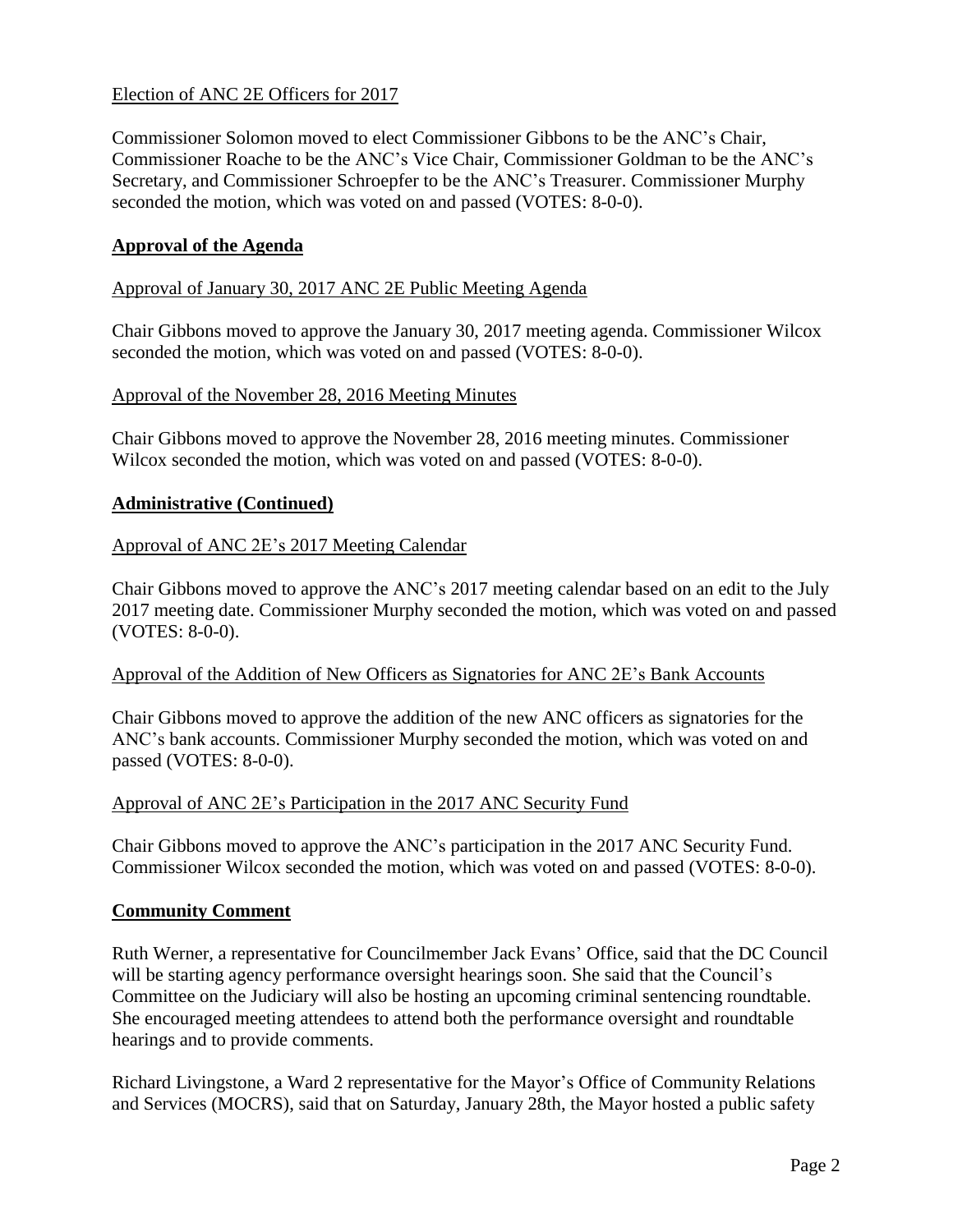Election of ANC 2E Officers for 2017

Commissioner Solomon moved to elect Commissioner Gibbons to be the ANC's Chair, Commissioner Roache to be the ANC's Vice Chair, Commissioner Goldman to be the ANC's Secretary, and Commissioner Schroepfer to be the ANC's Treasurer. Commissioner Murphy seconded the motion, which was voted on and passed (VOTES: 8-0-0).

## **Approval of the Agenda**

Approval of January 30, 2017 ANC 2E Public Meeting Agenda

Chair Gibbons moved to approve the January 30, 2017 meeting agenda. Commissioner Wilcox seconded the motion, which was voted on and passed (VOTES: 8-0-0).

Approval of the November 28, 2016 Meeting Minutes

Chair Gibbons moved to approve the November 28, 2016 meeting minutes. Commissioner Wilcox seconded the motion, which was voted on and passed (VOTES: 8-0-0).

## **Administrative (Continued)**

Approval of ANC 2E's 2017 Meeting Calendar

Chair Gibbons moved to approve the ANC's 2017 meeting calendar based on an edit to the July 2017 meeting date. Commissioner Murphy seconded the motion, which was voted on and passed (VOTES: 8-0-0).

Approval of the Addition of New Officers as Signatories for ANC 2E's Bank Accounts

Chair Gibbons moved to approve the addition of the new ANC officers as signatories for the ANC's bank accounts. Commissioner Murphy seconded the motion, which was voted on and passed (VOTES: 8-0-0).

Approval of ANC 2E's Participation in the 2017 ANC Security Fund

Chair Gibbons moved to approve the ANC's participation in the 2017 ANC Security Fund. Commissioner Wilcox seconded the motion, which was voted on and passed (VOTES: 8-0-0).

## **Community Comment**

Ruth Werner, a representative for Councilmember Jack Evans' Office, said that the DC Council will be starting agency performance oversight hearings soon. She said that the Council's Committee on the Judiciary will also be hosting an upcoming criminal sentencing roundtable. She encouraged meeting attendees to attend both the performance oversight and roundtable hearings and to provide comments.

Richard Livingstone, a Ward 2 representative for the Mayor's Office of Community Relations and Services (MOCRS), said that on Saturday, January 28th, the Mayor hosted a public safety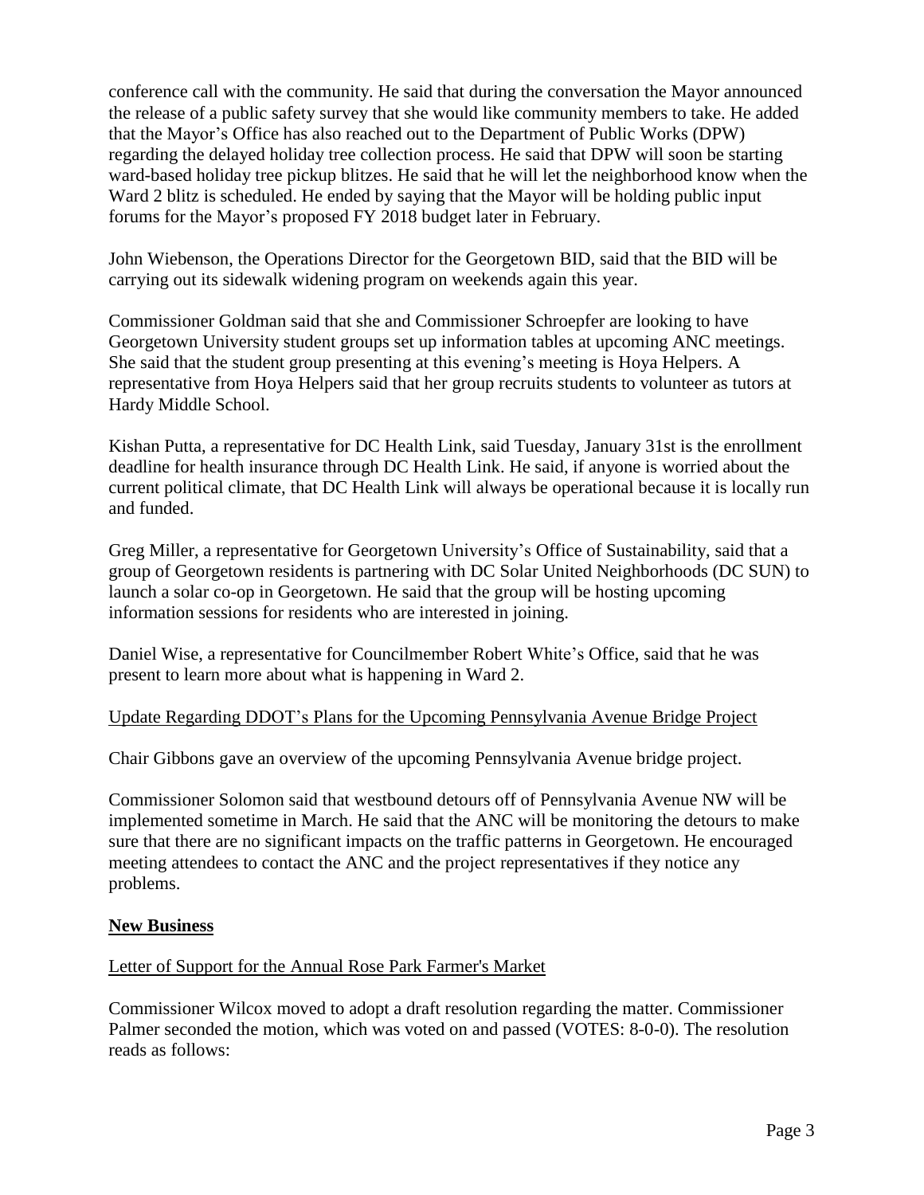conference call with the community. He said that during the conversation the Mayor announced the release of a public safety survey that she would like community members to take. He added that the Mayor's Office has also reached out to the Department of Public Works (DPW) regarding the delayed holiday tree collection process. He said that DPW will soon be starting ward-based holiday tree pickup blitzes. He said that he will let the neighborhood know when the Ward 2 blitz is scheduled. He ended by saying that the Mayor will be holding public input forums for the Mayor's proposed FY 2018 budget later in February.

John Wiebenson, the Operations Director for the Georgetown BID, said that the BID will be carrying out its sidewalk widening program on weekends again this year.

Commissioner Goldman said that she and Commissioner Schroepfer are looking to have Georgetown University student groups set up information tables at upcoming ANC meetings. She said that the student group presenting at this evening's meeting is Hoya Helpers. A representative from Hoya Helpers said that her group recruits students to volunteer as tutors at Hardy Middle School.

Kishan Putta, a representative for DC Health Link, said Tuesday, January 31st is the enrollment deadline for health insurance through DC Health Link. He said, if anyone is worried about the current political climate, that DC Health Link will always be operational because it is locally run and funded.

Greg Miller, a representative for Georgetown University's Office of Sustainability, said that a group of Georgetown residents is partnering with DC Solar United Neighborhoods (DC SUN) to launch a solar co-op in Georgetown. He said that the group will be hosting upcoming information sessions for residents who are interested in joining.

Daniel Wise, a representative for Councilmember Robert White's Office, said that he was present to learn more about what is happening in Ward 2.

Update Regarding DDOT's Plans for the Upcoming Pennsylvania Avenue Bridge Project

Chair Gibbons gave an overview of the upcoming Pennsylvania Avenue bridge project.

Commissioner Solomon said that westbound detours off of Pennsylvania Avenue NW will be implemented sometime in March. He said that the ANC will be monitoring the detours to make sure that there are no significant impacts on the traffic patterns in Georgetown. He encouraged meeting attendees to contact the ANC and the project representatives if they notice any problems.

## New Business

Letter of Support for the Annual Rose Park Farmer's Market

Commissioner Wilcox moved to adopt a draft resolution regarding the matter. Commissioner Palmer seconded the motion, which was voted on and passed (VOTES: 8-0-0). The resolution reads as follows: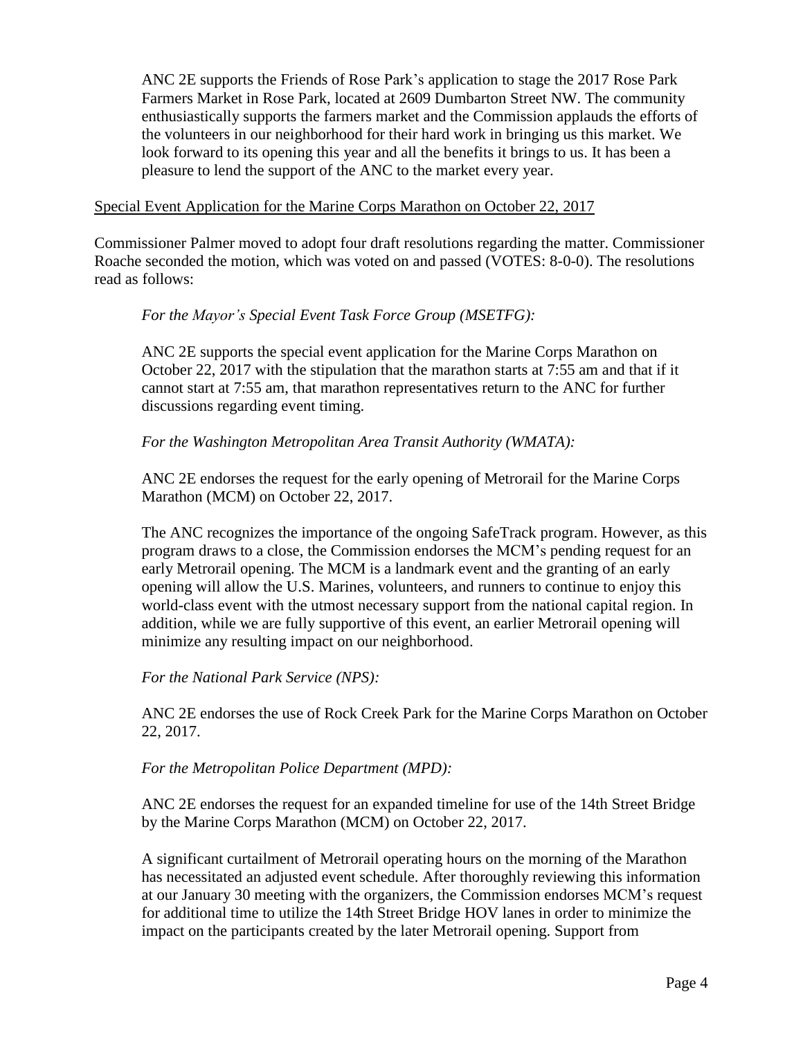ANC 2E supports the Friends of Rose Park's application to stage the 2017 Rose Park Farmers Market in Rose Park, located at 2609 Dumbarton Street NW. The community enthusiastically supports the farmers market and the Commission applauds the efforts of the volunteers in our neighborhood for their hard work in bringing us this market. We look forward to its opening this year and all the benefits it brings to us. It has been a pleasure to lend the support of the ANC to the market every year.

Special Event Application for the Marine Corps Marathon on October 22, 2017

Commissioner Palmer moved to adopt four draft resolutions regarding the matter. Commissioner Roache seconded the motion, which was voted on and passed (VOTES: 8-0-0). The resolutions read as follows:

*For the Mayor's Special Event Task Force Group (MSETFG):*

ANC 2E supports the special event application for the Marine Corps Marathon on October 22, 2017 with the stipulation that the marathon starts at 7:55 am and that if it cannot start at 7:55 am, that marathon representatives return to the ANC for further discussions regarding event timing.

*For the Washington Metropolitan Area Transit Authority (WMATA):*

ANC 2E endorses the request for the early opening of Metrorail for the Marine Corps Marathon (MCM) on October 22, 2017.

The ANC recognizes the importance of the ongoing SafeTrack program. However, as this program draws to a close, the Commission endorses the MCM's pending request for an early Metrorail opening. The MCM is a landmark event and the granting of an early opening will allow the U.S. Marines, volunteers, and runners to continue to enjoy this world-class event with the utmost necessary support from the national capital region. In addition, while we are fully supportive of this event, an earlier Metrorail opening will minimize any resulting impact on our neighborhood.

*For the National Park Service (NPS):*

ANC 2E endorses the use of Rock Creek Park for the Marine Corps Marathon on October 22, 2017.

*For the Metropolitan Police Department (MPD):*

ANC 2E endorses the request for an expanded timeline for use of the 14th Street Bridge by the Marine Corps Marathon (MCM) on October 22, 2017.

A significant curtailment of Metrorail operating hours on the morning of the Marathon has necessitated an adjusted event schedule. After thoroughly reviewing this information at our January 30 meeting with the organizers, the Commission endorses MCM's request for additional time to utilize the 14th Street Bridge HOV lanes in order to minimize the impact on the participants created by the later Metrorail opening. Support from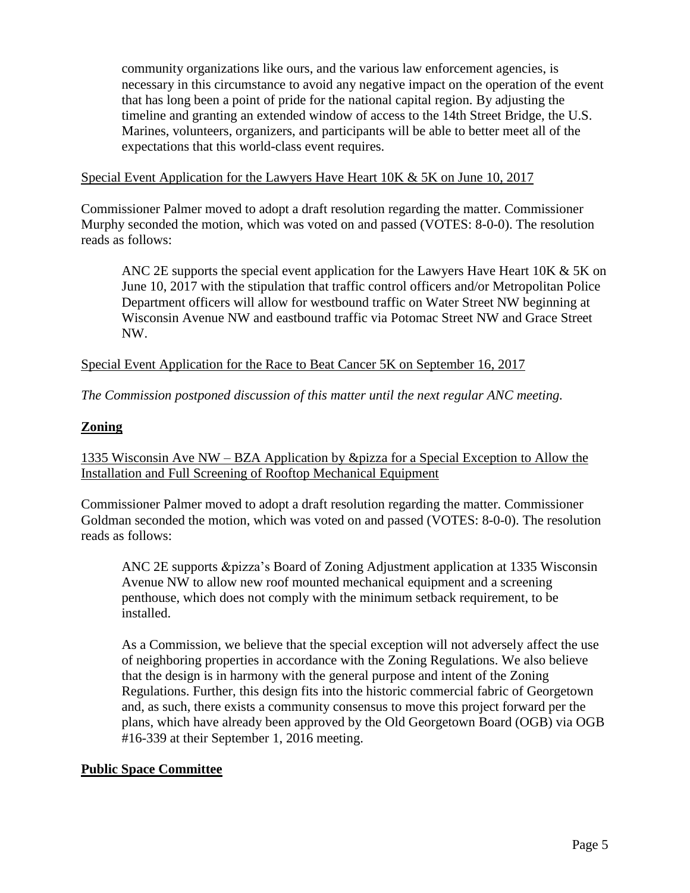community organizations like ours, and the various law enforcement agencies, is necessary in this circumstance to avoid any negative impact on the operation of the event that has long been a point of pride for the national capital region. By adjusting the timeline and granting an extended window of access to the 14th Street Bridge, the U.S. Marines, volunteers, organizers, and participants will be able to better meet all of the expectations that this world-class event requires.

<u>Special Event Application for the Lawyers Have Heart 10K & 5K on June 10, 2017</u>

Commissioner Palmer moved to adopt a draft resolution regarding the matter. Commissioner Murphy seconded the motion, which was voted on and passed (VOTES: 8-0-0). The resolution reads as follows:

> ANC 2E supports the special event application for the Lawyers Have Heart 10K & 5K on June 10, 2017 with the stipulation that traffic control officers and/or Metropolitan Police Department officers will allow for westbound traffic on Water Street NW beginning at Wisconsin Avenue NW and eastbound traffic via Potomac Street NW and Grace Street NW.

<u>Special Event Application for the Race to Beat Cancer 5K on September 16, 2017</u>

*The Commission postponed discussion of this matter until the next regular ANC meeting.*

## Zoning

<u>1335 Wisconsin Ave NW – BZA Application by &pizza for a Special Exception to Allow the Installation and Full Screening of Rooftop Mechanical Equipment</u>

Commissioner Palmer moved to adopt a draft resolution regarding the matter. Commissioner Goldman seconded the motion, which was voted on and passed (VOTES: 8-0-0). The resolution reads as follows:

> ANC 2E supports &pizza's Board of Zoning Adjustment application at 1335 Wisconsin Avenue NW to allow new roof mounted mechanical equipment and a screening penthouse, which does not comply with the minimum setback requirement, to be installed.
>
> As a Commission, we believe that the special exception will not adversely affect the use of neighboring properties in accordance with the Zoning Regulations. We also believe that the design is in harmony with the general purpose and intent of the Zoning Regulations. Further, this design fits into the historic commercial fabric of Georgetown and, as such, there exists a community consensus to move this project forward per the plans, which have already been approved by the Old Georgetown Board (OGB) via OGB #16-339 at their September 1, 2016 meeting.

## Public Space Committee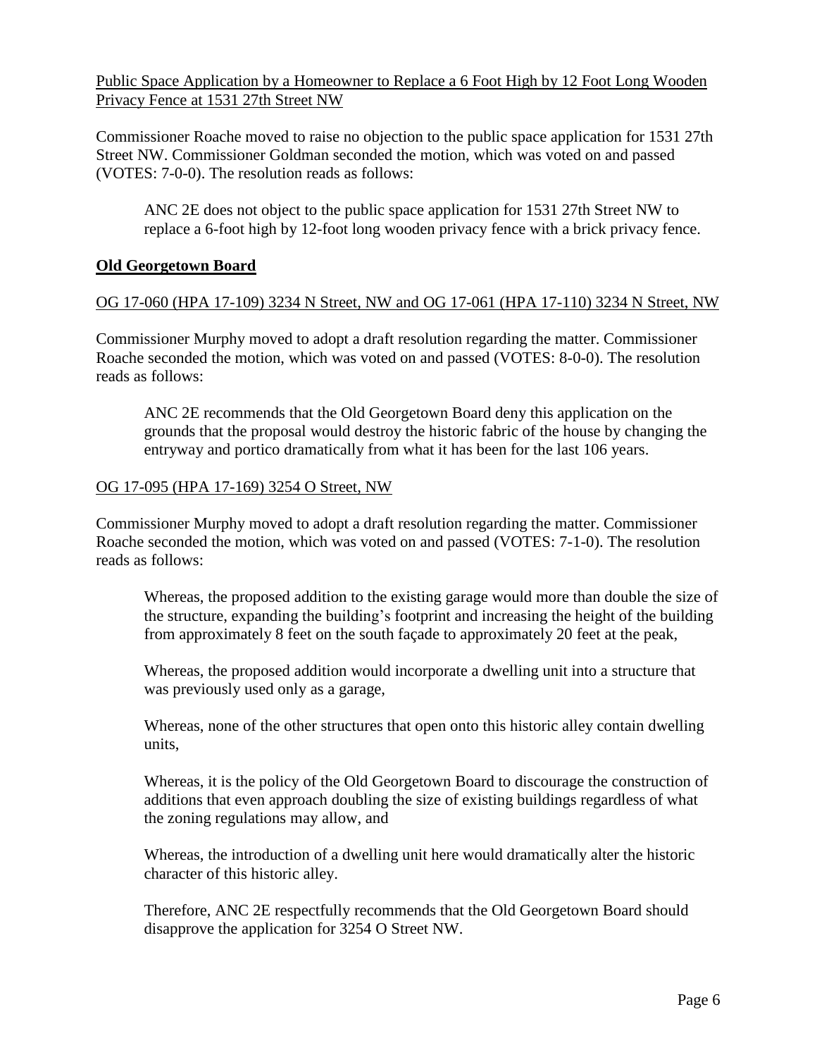Public Space Application by a Homeowner to Replace a 6 Foot High by 12 Foot Long Wooden Privacy Fence at 1531 27th Street NW

Commissioner Roache moved to raise no objection to the public space application for 1531 27th Street NW. Commissioner Goldman seconded the motion, which was voted on and passed (VOTES: 7-0-0). The resolution reads as follows:

> ANC 2E does not object to the public space application for 1531 27th Street NW to replace a 6-foot high by 12-foot long wooden privacy fence with a brick privacy fence.

## **Old Georgetown Board**

OG 17-060 (HPA 17-109) 3234 N Street, NW and OG 17-061 (HPA 17-110) 3234 N Street, NW

Commissioner Murphy moved to adopt a draft resolution regarding the matter. Commissioner Roache seconded the motion, which was voted on and passed (VOTES: 8-0-0). The resolution reads as follows:

> ANC 2E recommends that the Old Georgetown Board deny this application on the grounds that the proposal would destroy the historic fabric of the house by changing the entryway and portico dramatically from what it has been for the last 106 years.

OG 17-095 (HPA 17-169) 3254 O Street, NW

Commissioner Murphy moved to adopt a draft resolution regarding the matter. Commissioner Roache seconded the motion, which was voted on and passed (VOTES: 7-1-0). The resolution reads as follows:

> Whereas, the proposed addition to the existing garage would more than double the size of the structure, expanding the building's footprint and increasing the height of the building from approximately 8 feet on the south façade to approximately 20 feet at the peak,
>
> Whereas, the proposed addition would incorporate a dwelling unit into a structure that was previously used only as a garage,
>
> Whereas, none of the other structures that open onto this historic alley contain dwelling units,
>
> Whereas, it is the policy of the Old Georgetown Board to discourage the construction of additions that even approach doubling the size of existing buildings regardless of what the zoning regulations may allow, and
>
> Whereas, the introduction of a dwelling unit here would dramatically alter the historic character of this historic alley.
>
> Therefore, ANC 2E respectfully recommends that the Old Georgetown Board should disapprove the application for 3254 O Street NW.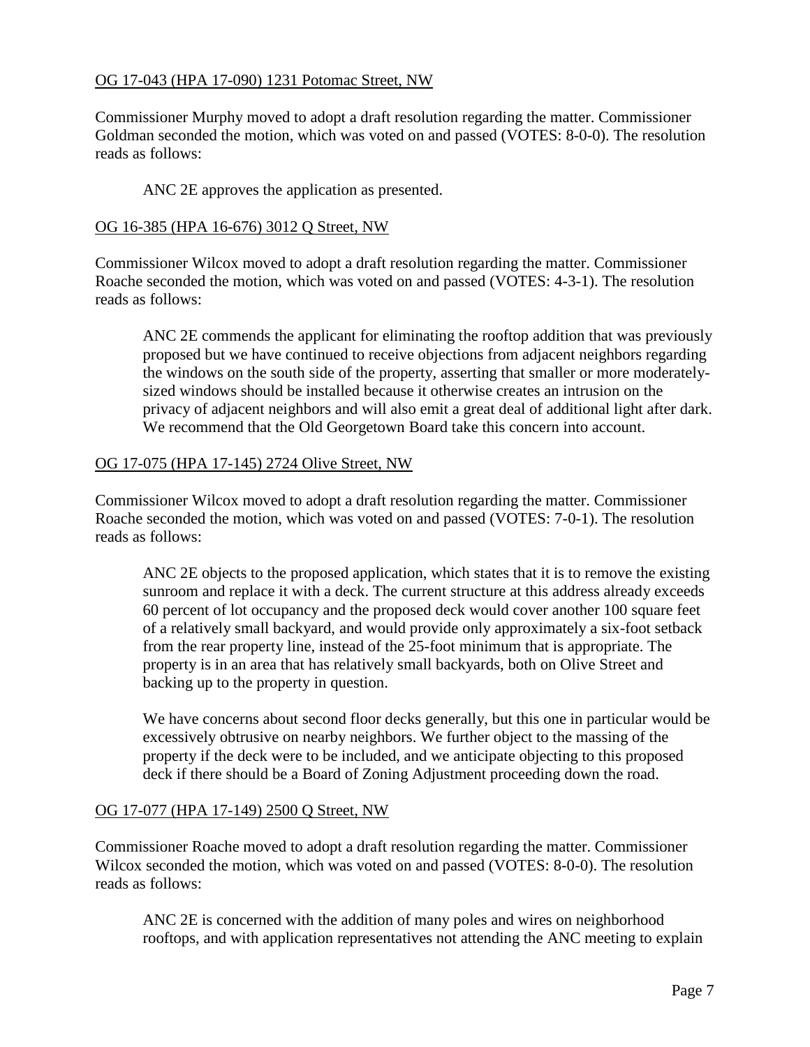OG 17-043 (HPA 17-090) 1231 Potomac Street, NW

Commissioner Murphy moved to adopt a draft resolution regarding the matter. Commissioner Goldman seconded the motion, which was voted on and passed (VOTES: 8-0-0). The resolution reads as follows:

> ANC 2E approves the application as presented.

OG 16-385 (HPA 16-676) 3012 Q Street, NW

Commissioner Wilcox moved to adopt a draft resolution regarding the matter. Commissioner Roache seconded the motion, which was voted on and passed (VOTES: 4-3-1). The resolution reads as follows:

> ANC 2E commends the applicant for eliminating the rooftop addition that was previously proposed but we have continued to receive objections from adjacent neighbors regarding the windows on the south side of the property, asserting that smaller or more moderately-sized windows should be installed because it otherwise creates an intrusion on the privacy of adjacent neighbors and will also emit a great deal of additional light after dark. We recommend that the Old Georgetown Board take this concern into account.

OG 17-075 (HPA 17-145) 2724 Olive Street, NW

Commissioner Wilcox moved to adopt a draft resolution regarding the matter. Commissioner Roache seconded the motion, which was voted on and passed (VOTES: 7-0-1). The resolution reads as follows:

> ANC 2E objects to the proposed application, which states that it is to remove the existing sunroom and replace it with a deck. The current structure at this address already exceeds 60 percent of lot occupancy and the proposed deck would cover another 100 square feet of a relatively small backyard, and would provide only approximately a six-foot setback from the rear property line, instead of the 25-foot minimum that is appropriate. The property is in an area that has relatively small backyards, both on Olive Street and backing up to the property in question.
>
> We have concerns about second floor decks generally, but this one in particular would be excessively obtrusive on nearby neighbors. We further object to the massing of the property if the deck were to be included, and we anticipate objecting to this proposed deck if there should be a Board of Zoning Adjustment proceeding down the road.

OG 17-077 (HPA 17-149) 2500 Q Street, NW

Commissioner Roache moved to adopt a draft resolution regarding the matter. Commissioner Wilcox seconded the motion, which was voted on and passed (VOTES: 8-0-0). The resolution reads as follows:

> ANC 2E is concerned with the addition of many poles and wires on neighborhood rooftops, and with application representatives not attending the ANC meeting to explain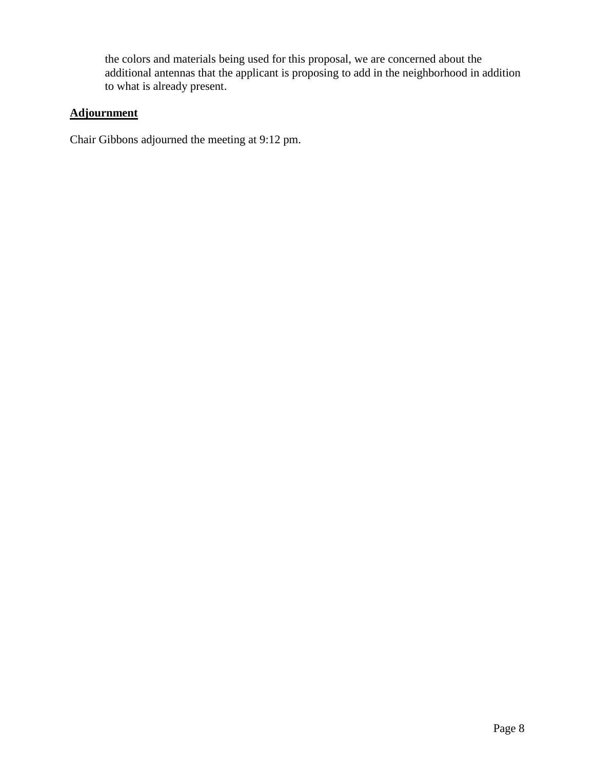the colors and materials being used for this proposal, we are concerned about the additional antennas that the applicant is proposing to add in the neighborhood in addition to what is already present.

## Adjournment

Chair Gibbons adjourned the meeting at 9:12 pm.